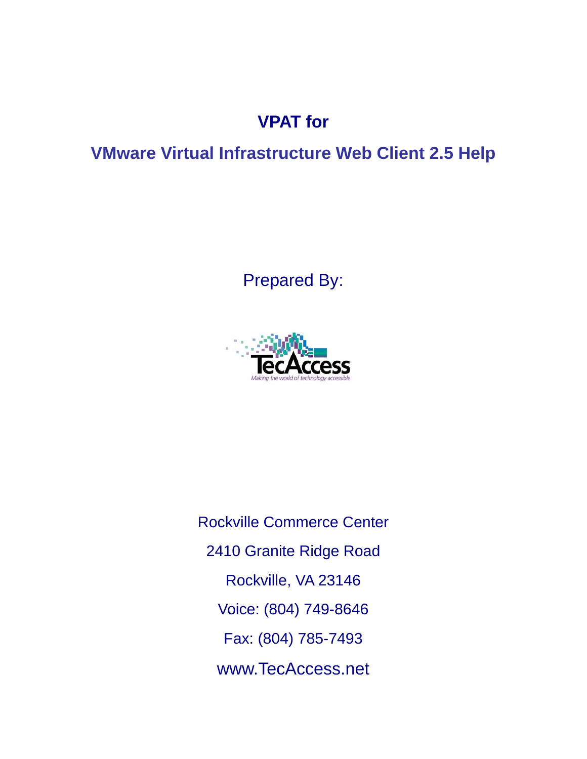# VPAT for

## VMware Virtual Infrastructure Web Client 2.5 Help

Prepared By:

TecAccess

*Making the world of technology accessible*

Rockville Commerce Center

2410 Granite Ridge Road

Rockville, VA 23146

Voice: (804) 749-8646

Fax: (804) 785-7493

www.TecAccess.net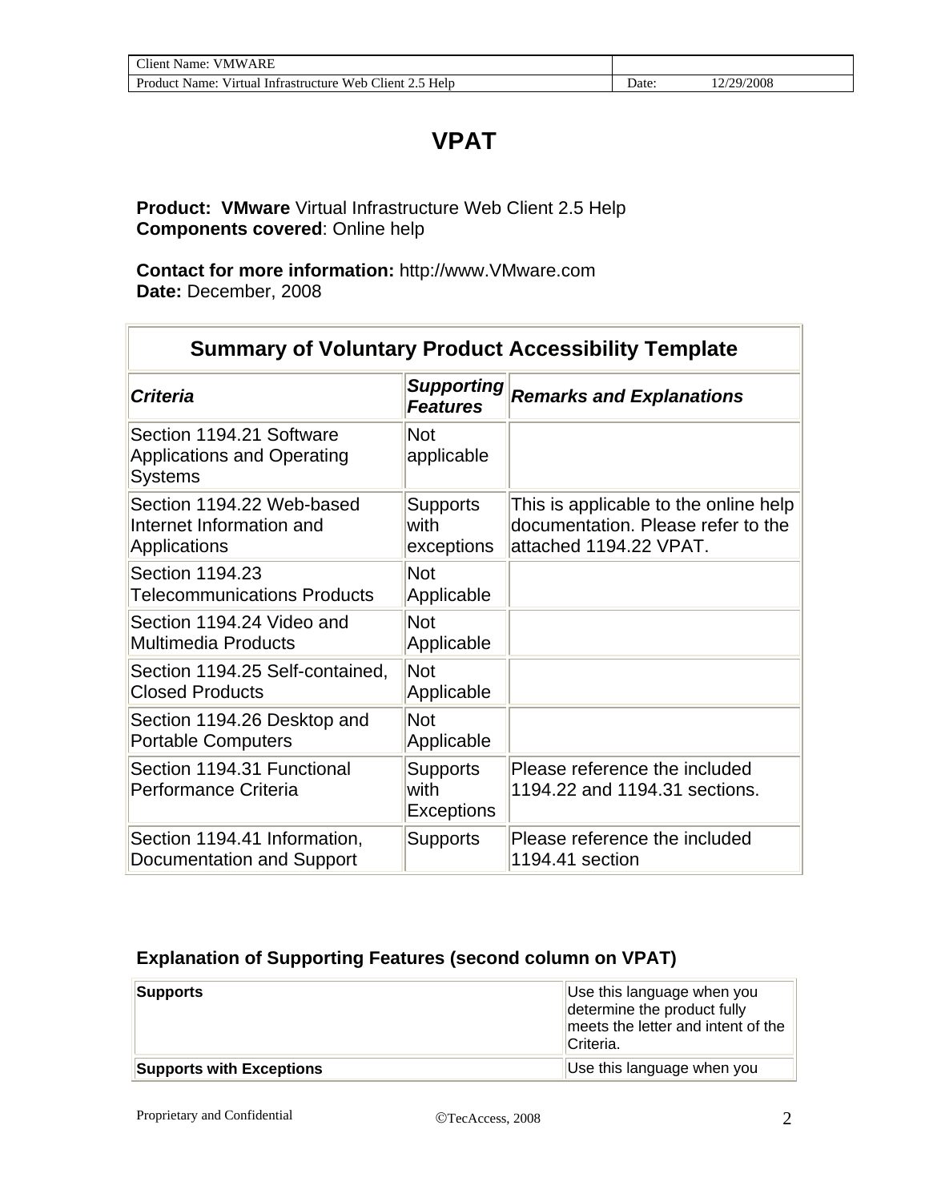# VPAT

**Product:** **VMware** Virtual Infrastructure Web Client 2.5 Help
**Components covered**: Online help

**Contact for more information:** http://www.VMware.com
**Date:** December, 2008

| Summary of Voluntary Product Accessibility Template | | |
|---|---|---|
| ***Criteria*** | ***Supporting Features*** | ***Remarks and Explanations*** |
| Section 1194.21 Software Applications and Operating Systems | Not applicable | |
| Section 1194.22 Web-based Internet Information and Applications | Supports with exceptions | This is applicable to the online help documentation. Please refer to the attached 1194.22 VPAT. |
| Section 1194.23 Telecommunications Products | Not Applicable | |
| Section 1194.24 Video and Multimedia Products | Not Applicable | |
| Section 1194.25 Self-contained, Closed Products | Not Applicable | |
| Section 1194.26 Desktop and Portable Computers | Not Applicable | |
| Section 1194.31 Functional Performance Criteria | Supports with Exceptions | Please reference the included 1194.22 and 1194.31 sections. |
| Section 1194.41 Information, Documentation and Support | Supports | Please reference the included 1194.41 section |

### Explanation of Supporting Features (second column on VPAT)

| | |
|---|---|
| **Supports** | Use this language when you determine the product fully meets the letter and intent of the Criteria. |
| **Supports with Exceptions** | Use this language when you |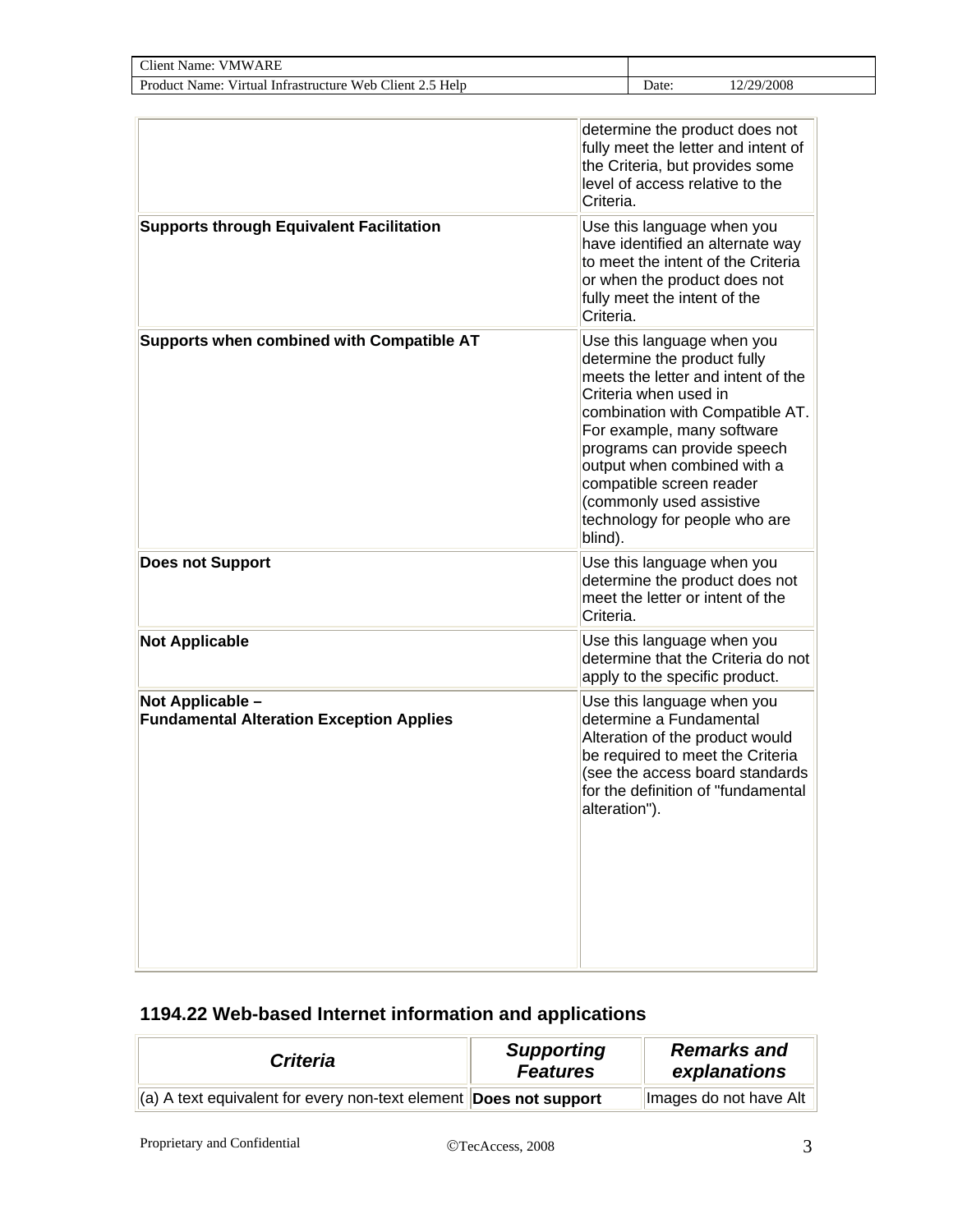| | |
|---|---|
| | determine the product does not fully meet the letter and intent of the Criteria, but provides some level of access relative to the Criteria. |
| **Supports through Equivalent Facilitation** | Use this language when you have identified an alternate way to meet the intent of the Criteria or when the product does not fully meet the intent of the Criteria. |
| **Supports when combined with Compatible AT** | Use this language when you determine the product fully meets the letter and intent of the Criteria when used in combination with Compatible AT. For example, many software programs can provide speech output when combined with a compatible screen reader (commonly used assistive technology for people who are blind). |
| **Does not Support** | Use this language when you determine the product does not meet the letter or intent of the Criteria. |
| **Not Applicable** | Use this language when you determine that the Criteria do not apply to the specific product. |
| **Not Applicable – Fundamental Alteration Exception Applies** | Use this language when you determine a Fundamental Alteration of the product would be required to meet the Criteria (see the access board standards for the definition of "fundamental alteration"). |

## 1194.22 Web-based Internet information and applications

| *Criteria* | *Supporting Features* | *Remarks and explanations* |
|---|---|---|
| (a) A text equivalent for every non-text element | **Does not support** | Images do not have Alt |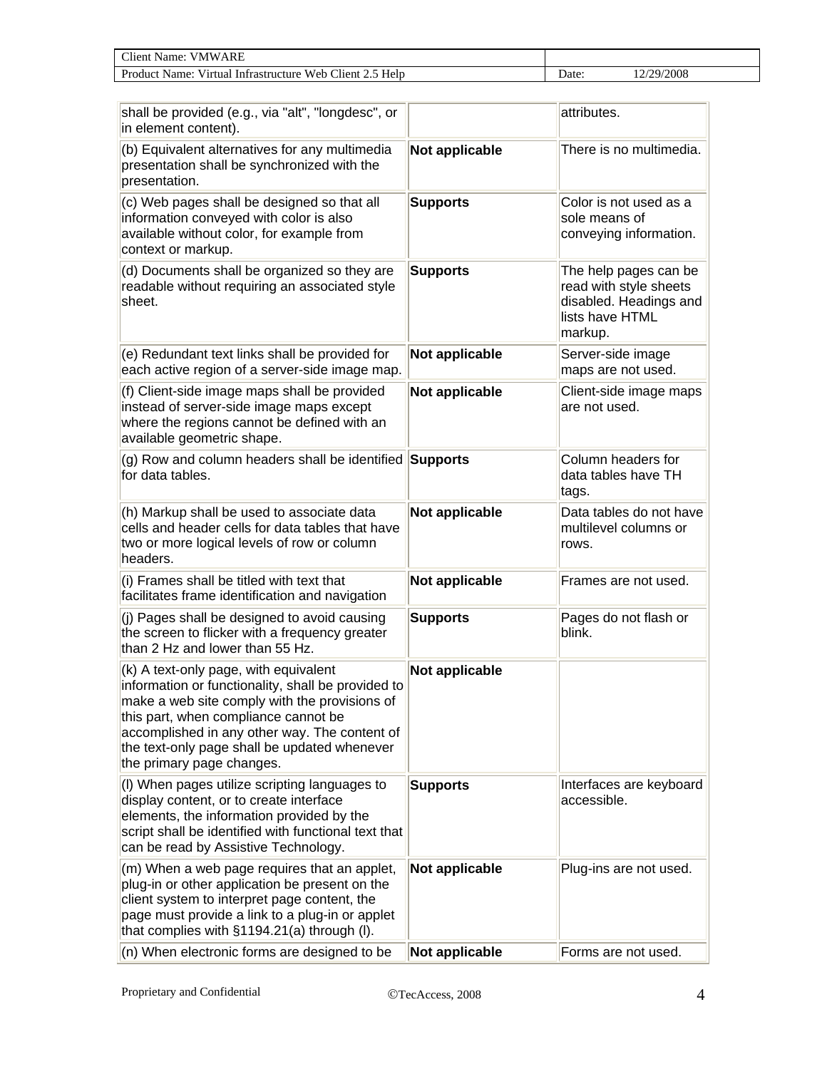| | | |
|---|---|---|
| shall be provided (e.g., via "alt", "longdesc", or in element content). | | attributes. |
| (b) Equivalent alternatives for any multimedia presentation shall be synchronized with the presentation. | **Not applicable** | There is no multimedia. |
| (c) Web pages shall be designed so that all information conveyed with color is also available without color, for example from context or markup. | **Supports** | Color is not used as a sole means of conveying information. |
| (d) Documents shall be organized so they are readable without requiring an associated style sheet. | **Supports** | The help pages can be read with style sheets disabled. Headings and lists have HTML markup. |
| (e) Redundant text links shall be provided for each active region of a server-side image map. | **Not applicable** | Server-side image maps are not used. |
| (f) Client-side image maps shall be provided instead of server-side image maps except where the regions cannot be defined with an available geometric shape. | **Not applicable** | Client-side image maps are not used. |
| (g) Row and column headers shall be identified for data tables. | **Supports** | Column headers for data tables have TH tags. |
| (h) Markup shall be used to associate data cells and header cells for data tables that have two or more logical levels of row or column headers. | **Not applicable** | Data tables do not have multilevel columns or rows. |
| (i) Frames shall be titled with text that facilitates frame identification and navigation | **Not applicable** | Frames are not used. |
| (j) Pages shall be designed to avoid causing the screen to flicker with a frequency greater than 2 Hz and lower than 55 Hz. | **Supports** | Pages do not flash or blink. |
| (k) A text-only page, with equivalent information or functionality, shall be provided to make a web site comply with the provisions of this part, when compliance cannot be accomplished in any other way. The content of the text-only page shall be updated whenever the primary page changes. | **Not applicable** | |
| (l) When pages utilize scripting languages to display content, or to create interface elements, the information provided by the script shall be identified with functional text that can be read by Assistive Technology. | **Supports** | Interfaces are keyboard accessible. |
| (m) When a web page requires that an applet, plug-in or other application be present on the client system to interpret page content, the page must provide a link to a plug-in or applet that complies with §1194.21(a) through (l). | **Not applicable** | Plug-ins are not used. |
| (n) When electronic forms are designed to be | **Not applicable** | Forms are not used. |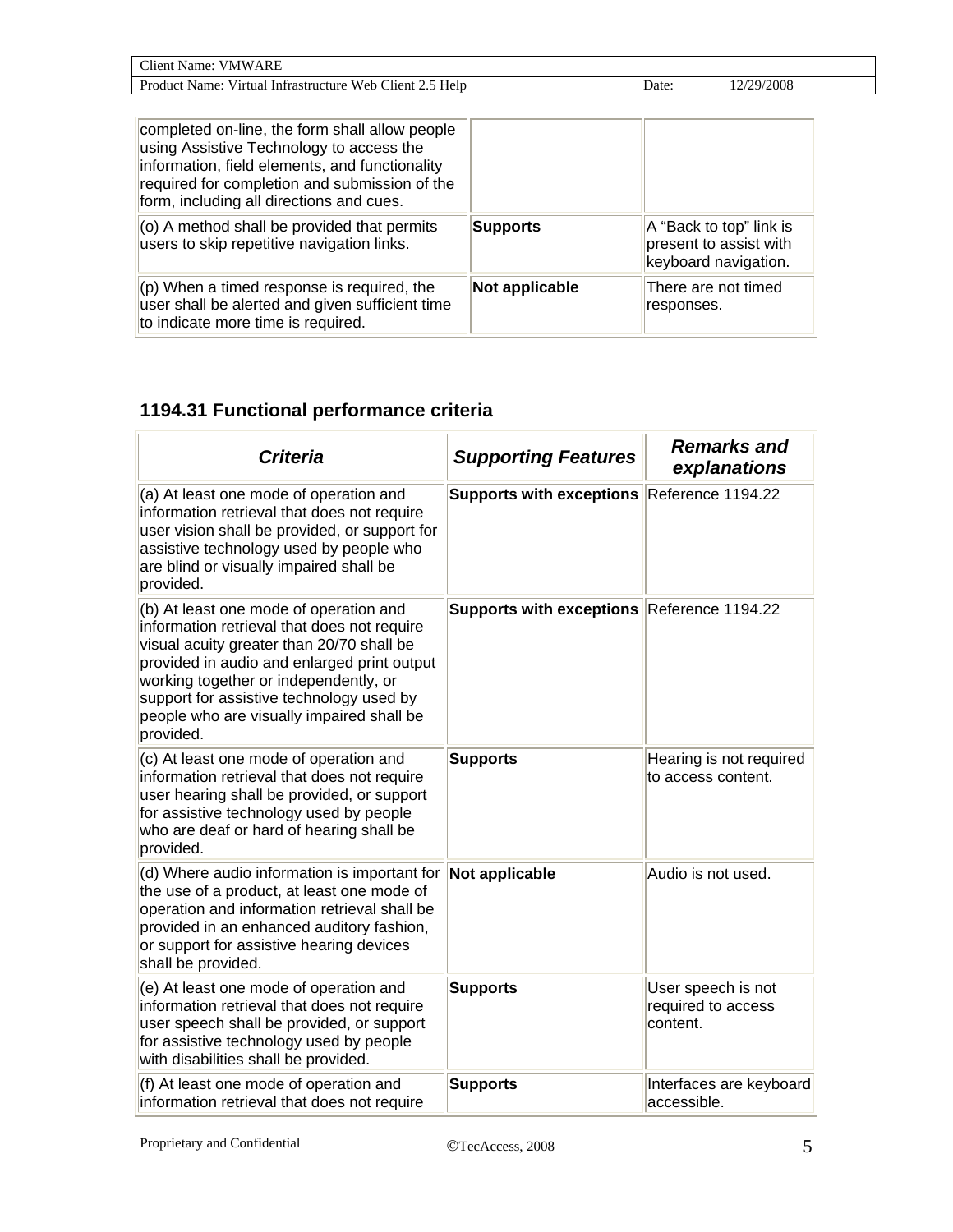| | | |
|---|---|---|
| completed on-line, the form shall allow people using Assistive Technology to access the information, field elements, and functionality required for completion and submission of the form, including all directions and cues. | | |
| (o) A method shall be provided that permits users to skip repetitive navigation links. | **Supports** | A “Back to top” link is present to assist with keyboard navigation. |
| (p) When a timed response is required, the user shall be alerted and given sufficient time to indicate more time is required. | **Not applicable** | There are not timed responses. |

### 1194.31 Functional performance criteria

| ***Criteria*** | ***Supporting Features*** | ***Remarks and explanations*** |
|---|---|---|
| (a) At least one mode of operation and information retrieval that does not require user vision shall be provided, or support for assistive technology used by people who are blind or visually impaired shall be provided. | **Supports with exceptions** | Reference 1194.22 |
| (b) At least one mode of operation and information retrieval that does not require visual acuity greater than 20/70 shall be provided in audio and enlarged print output working together or independently, or support for assistive technology used by people who are visually impaired shall be provided. | **Supports with exceptions** | Reference 1194.22 |
| (c) At least one mode of operation and information retrieval that does not require user hearing shall be provided, or support for assistive technology used by people who are deaf or hard of hearing shall be provided. | **Supports** | Hearing is not required to access content. |
| (d) Where audio information is important for the use of a product, at least one mode of operation and information retrieval shall be provided in an enhanced auditory fashion, or support for assistive hearing devices shall be provided. | **Not applicable** | Audio is not used. |
| (e) At least one mode of operation and information retrieval that does not require user speech shall be provided, or support for assistive technology used by people with disabilities shall be provided. | **Supports** | User speech is not required to access content. |
| (f) At least one mode of operation and information retrieval that does not require | **Supports** | Interfaces are keyboard accessible. |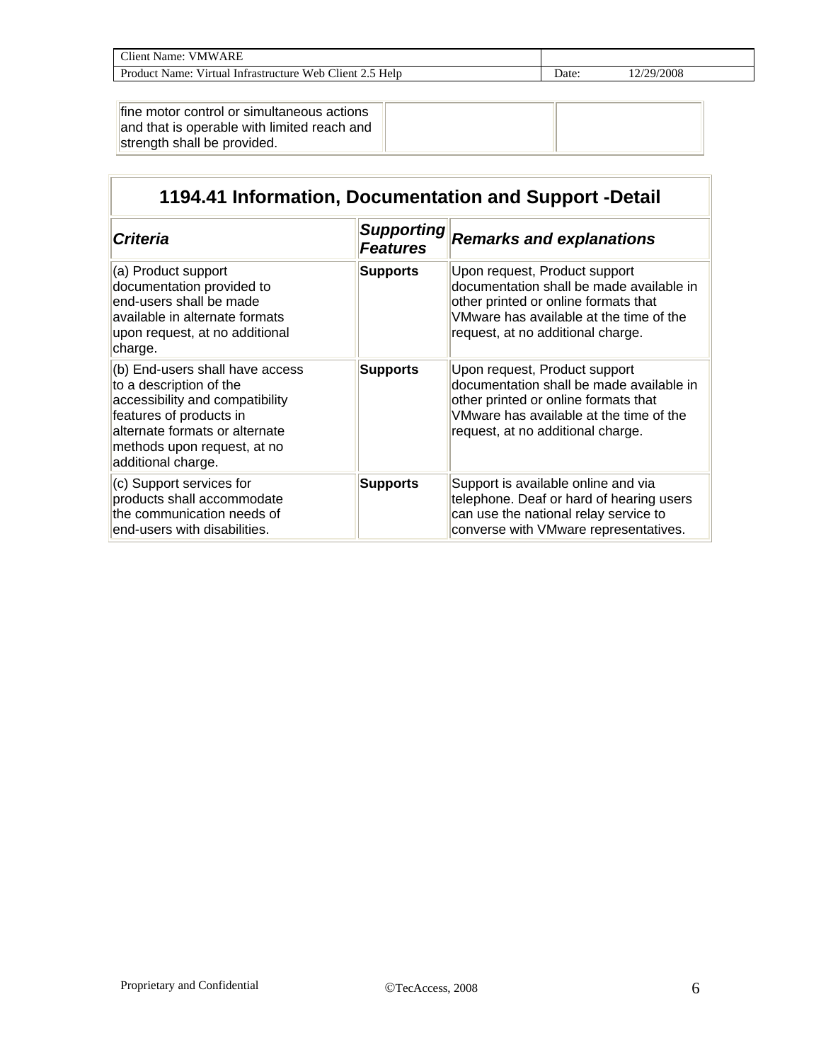| | | |
|---|---|---|
| fine motor control or simultaneous actions and that is operable with limited reach and strength shall be provided. | | |

| 1194.41 Information, Documentation and Support -Detail | | |
|---|---|---|
| ***Criteria*** | ***Supporting Features*** | ***Remarks and explanations*** |
| (a) Product support documentation provided to end-users shall be made available in alternate formats upon request, at no additional charge. | **Supports** | Upon request, Product support documentation shall be made available in other printed or online formats that VMware has available at the time of the request, at no additional charge. |
| (b) End-users shall have access to a description of the accessibility and compatibility features of products in alternate formats or alternate methods upon request, at no additional charge. | **Supports** | Upon request, Product support documentation shall be made available in other printed or online formats that VMware has available at the time of the request, at no additional charge. |
| (c) Support services for products shall accommodate the communication needs of end-users with disabilities. | **Supports** | Support is available online and via telephone. Deaf or hard of hearing users can use the national relay service to converse with VMware representatives. |